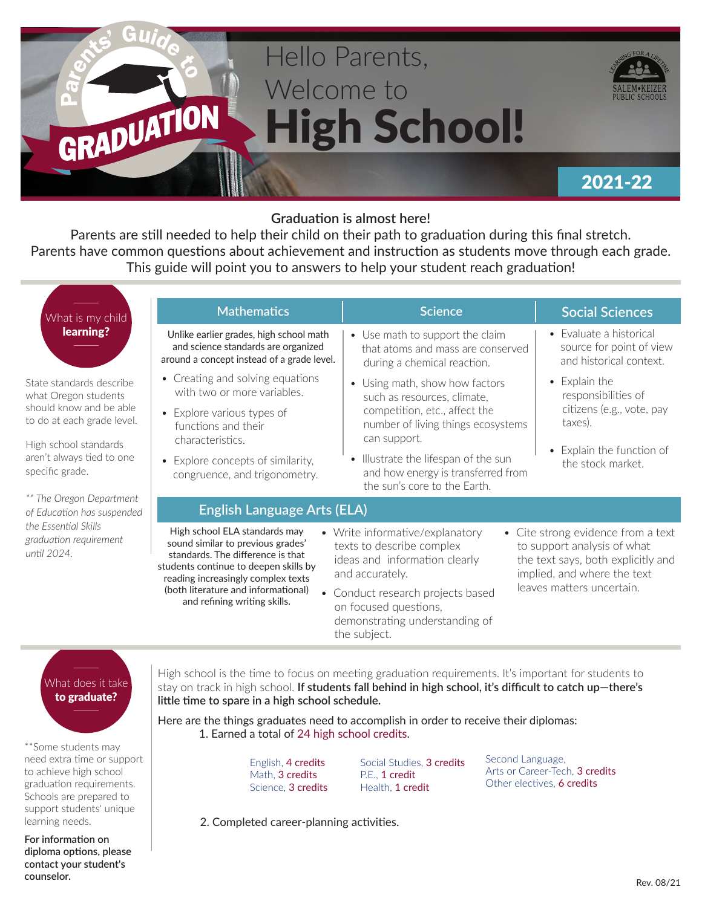# Parents' Guide to GRADUATION

# Hello Parents, Welcome to High School!

**SALEM•KEIZER PUBLIC SCHOOLS** — Learning for a Lifetime

**2021-22**

**Graduation is almost here!**

Parents are still needed to help their child on their path to graduation during this final stretch. Parents have common questions about achievement and instruction as students move through each grade. This guide will point you to answers to help your student reach graduation!

## What is my child **learning?**

State standards describe what Oregon students should know and be able to do at each grade level.

High school standards aren't always tied to one specific grade.

*\*\* The Oregon Department of Education has suspended the Essential Skills graduation requirement until 2024.*

### Mathematics

Unlike earlier grades, high school math and science standards are organized around a concept instead of a grade level.

- Creating and solving equations with two or more variables.
- Explore various types of functions and their characteristics.
- Explore concepts of similarity, congruence, and trigonometry.

### Science

- Use math to support the claim that atoms and mass are conserved during a chemical reaction.
- Using math, show how factors such as resources, climate, competition, etc., affect the number of living things ecosystems can support.
- Illustrate the lifespan of the sun and how energy is transferred from the sun's core to the Earth.

### Social Sciences

- Evaluate a historical source for point of view and historical context.
- Explain the responsibilities of citizens (e.g., vote, pay taxes).
- Explain the function of the stock market.

### English Language Arts (ELA)

High school ELA standards may sound similar to previous grades' standards. The difference is that students continue to deepen skills by reading increasingly complex texts (both literature and informational) and refining writing skills.

- Write informative/explanatory texts to describe complex ideas and information clearly and accurately.
- Conduct research projects based on focused questions, demonstrating understanding of the subject.
- Cite strong evidence from a text to support analysis of what the text says, both explicitly and implied, and where the text leaves matters uncertain.

## What does it take **to graduate?**

\*\*Some students may need extra time or support to achieve high school graduation requirements. Schools are prepared to support students' unique learning needs.

**For information on diploma options, please contact your student's counselor.**

High school is the time to focus on meeting graduation requirements. It's important for students to stay on track in high school. **If students fall behind in high school, it's difficult to catch up—there's little time to spare in a high school schedule.**

Here are the things graduates need to accomplish in order to receive their diplomas:

1. Earned a total of 24 high school credits.

   - English, 4 credits
   - Math, 3 credits
   - Science, 3 credits
   - Social Studies, 3 credits
   - P.E., 1 credit
   - Health, 1 credit
   - Second Language, Arts or Career-Tech, 3 credits
   - Other electives, 6 credits

2. Completed career-planning activities.

Rev. 08/21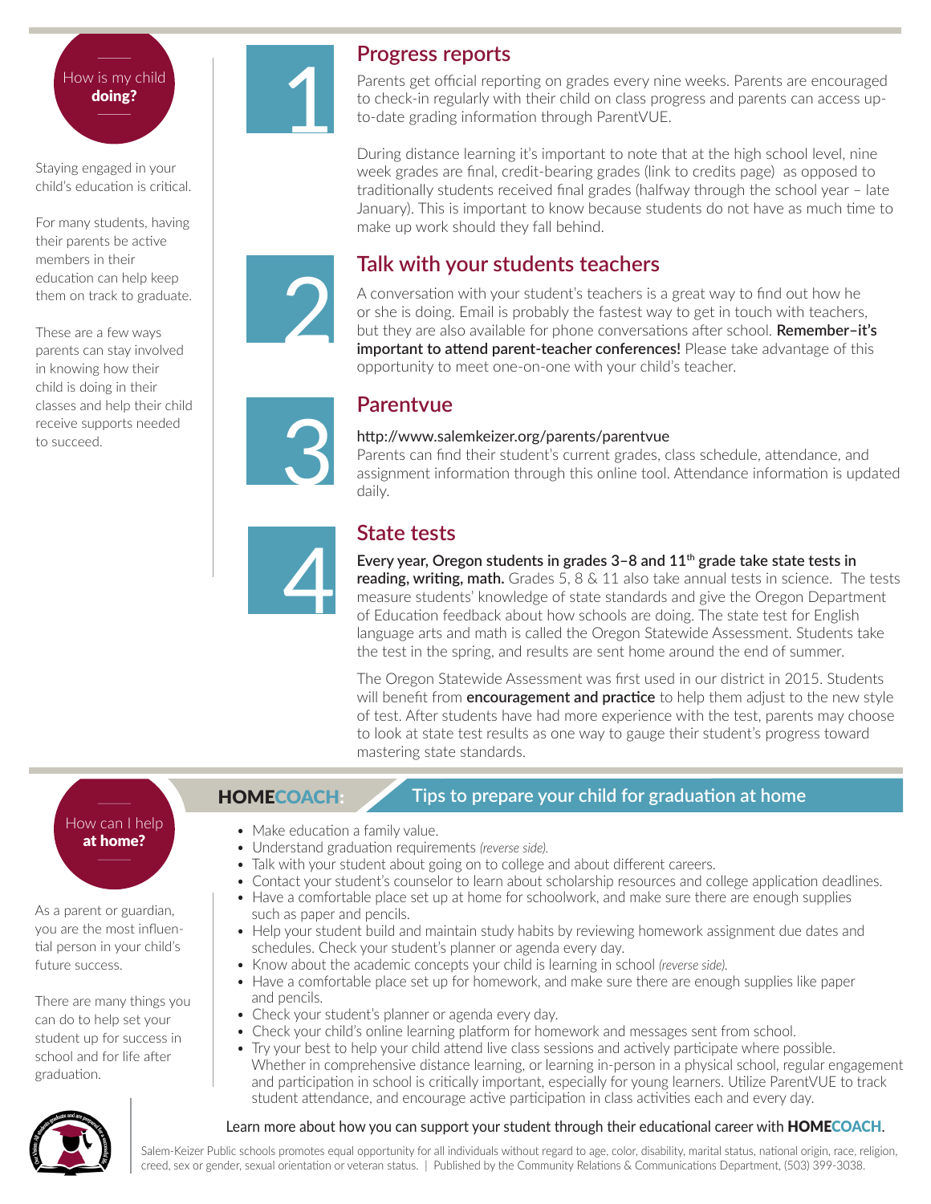## How is my child **doing?**

Staying engaged in your child's education is critical.

For many students, having their parents be active members in their education can help keep them on track to graduate.

These are a few ways parents can stay involved in knowing how their child is doing in their classes and help their child receive supports needed to succeed.

### 1 Progress reports

Parents get official reporting on grades every nine weeks. Parents are encouraged to check-in regularly with their child on class progress and parents can access up-to-date grading information through ParentVUE.

During distance learning it's important to note that at the high school level, nine week grades are final, credit-bearing grades (link to credits page) as opposed to traditionally students received final grades (halfway through the school year – late January). This is important to know because students do not have as much time to make up work should they fall behind.

### 2 Talk with your students teachers

A conversation with your student's teachers is a great way to find out how he or she is doing. Email is probably the fastest way to get in touch with teachers, but they are also available for phone conversations after school. **Remember–it's important to attend parent-teacher conferences!** Please take advantage of this opportunity to meet one-on-one with your child's teacher.

### 3 Parentvue

http://www.salemkeizer.org/parents/parentvue

Parents can find their student's current grades, class schedule, attendance, and assignment information through this online tool. Attendance information is updated daily.

### 4 State tests

**Every year, Oregon students in grades 3–8 and 11th grade take state tests in reading, writing, math.** Grades 5, 8 & 11 also take annual tests in science. The tests measure students' knowledge of state standards and give the Oregon Department of Education feedback about how schools are doing. The state test for English language arts and math is called the Oregon Statewide Assessment. Students take the test in the spring, and results are sent home around the end of summer.

The Oregon Statewide Assessment was first used in our district in 2015. Students will benefit from **encouragement and practice** to help them adjust to the new style of test. After students have had more experience with the test, parents may choose to look at state test results as one way to gauge their student's progress toward mastering state standards.

## How can I help **at home?**

As a parent or guardian, you are the most influential person in your child's future success.

There are many things you can do to help set your student up for success in school and for life after graduation.

### HOMECOACH: Tips to prepare your child for graduation at home

- Make education a family value.
- Understand graduation requirements *(reverse side).*
- Talk with your student about going on to college and about different careers.
- Contact your student's counselor to learn about scholarship resources and college application deadlines.
- Have a comfortable place set up at home for schoolwork, and make sure there are enough supplies such as paper and pencils.
- Help your student build and maintain study habits by reviewing homework assignment due dates and schedules. Check your student's planner or agenda every day.
- Know about the academic concepts your child is learning in school *(reverse side).*
- Have a comfortable place set up for homework, and make sure there are enough supplies like paper and pencils.
- Check your student's planner or agenda every day.
- Check your child's online learning platform for homework and messages sent from school.
- Try your best to help your child attend live class sessions and actively participate where possible. Whether in comprehensive distance learning, or learning in-person in a physical school, regular engagement and participation in school is critically important, especially for young learners. Utilize ParentVUE to track student attendance, and encourage active participation in class activities each and every day.

Learn more about how you can support your student through their educational career with **HOMECOACH**.

Salem-Keizer Public schools promotes equal opportunity for all individuals without regard to age, color, disability, marital status, national origin, race, religion, creed, sex or gender, sexual orientation or veteran status. | Published by the Community Relations & Communications Department, (503) 399-3038.